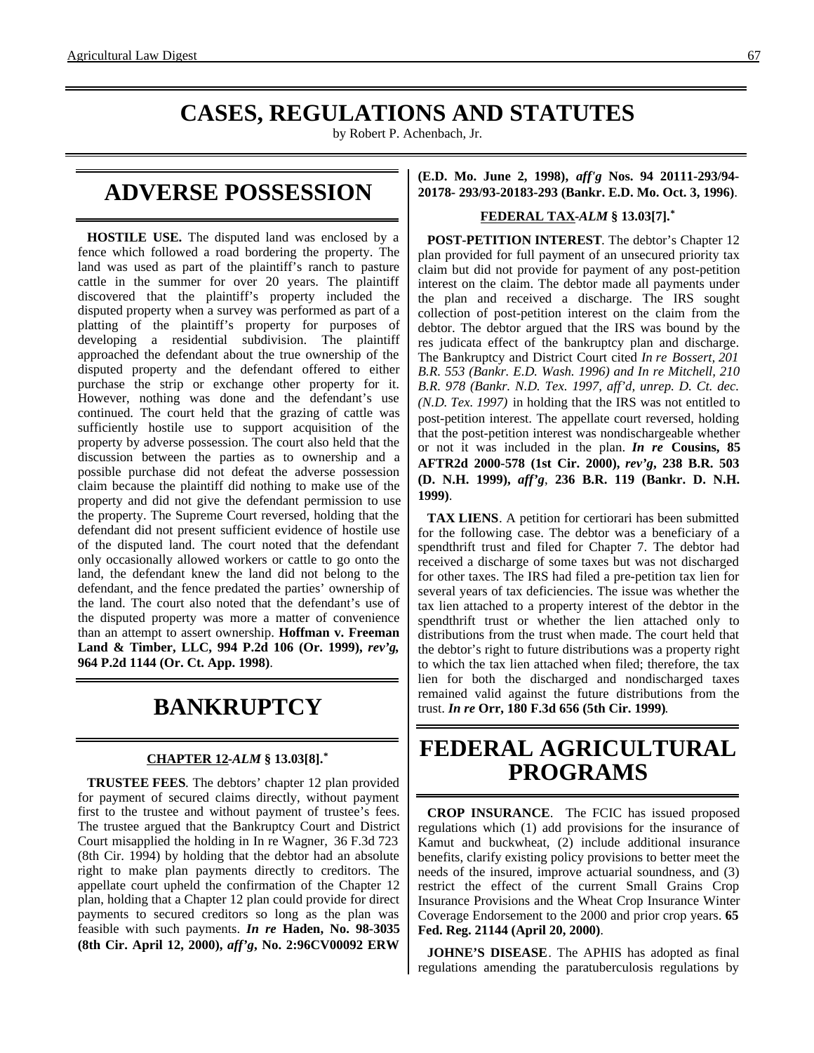# CASES, REGULATIONS AND STATUTES

by Robert P. Achenbach, Jr.

## ADVERSE POSSESSION

**HOSTILE USE.** The disputed land was enclosed by a fence which followed a road bordering the property. The land was used as part of the plaintiff's ranch to pasture cattle in the summer for over 20 years. The plaintiff discovered that the plaintiff's property included the disputed property when a survey was performed as part of a platting of the plaintiff's property for purposes of developing a residential subdivision. The plaintiff approached the defendant about the true ownership of the disputed property and the defendant offered to either purchase the strip or exchange other property for it. However, nothing was done and the defendant's use continued. The court held that the grazing of cattle was sufficiently hostile use to support acquisition of the property by adverse possession. The court also held that the discussion between the parties as to ownership and a possible purchase did not defeat the adverse possession claim because the plaintiff did nothing to make use of the property and did not give the defendant permission to use the property. The Supreme Court reversed, holding that the defendant did not present sufficient evidence of hostile use of the disputed land. The court noted that the defendant only occasionally allowed workers or cattle to go onto the land, the defendant knew the land did not belong to the defendant, and the fence predated the parties' ownership of the land. The court also noted that the defendant's use of the disputed property was more a matter of convenience than an attempt to assert ownership. **Hoffman v. Freeman Land & Timber, LLC, 994 P.2d 106 (Or. 1999),** ***rev'g*****, 964 P.2d 1144 (Or. Ct. App. 1998)**.

## BANKRUPTCY

### CHAPTER 12-*ALM* § 13.03[8].*

**TRUSTEE FEES**. The debtors' chapter 12 plan provided for payment of secured claims directly, without payment first to the trustee and without payment of trustee's fees. The trustee argued that the Bankruptcy Court and District Court misapplied the holding in In re Wagner, 36 F.3d 723 (8th Cir. 1994) by holding that the debtor had an absolute right to make plan payments directly to creditors. The appellate court upheld the confirmation of the Chapter 12 plan, holding that a Chapter 12 plan could provide for direct payments to secured creditors so long as the plan was feasible with such payments. ***In re*** **Haden, No. 98-3035 (8th Cir. April 12, 2000),** ***aff'g*****, No. 2:96CV00092 ERW (E.D. Mo. June 2, 1998),** ***aff'g*** **Nos. 94 20111-293/94-20178- 293/93-20183-293 (Bankr. E.D. Mo. Oct. 3, 1996)**.

### FEDERAL TAX-*ALM* § 13.03[7].*

**POST-PETITION INTEREST**. The debtor's Chapter 12 plan provided for full payment of an unsecured priority tax claim but did not provide for payment of any post-petition interest on the claim. The debtor made all payments under the plan and received a discharge. The IRS sought collection of post-petition interest on the claim from the debtor. The debtor argued that the IRS was bound by the res judicata effect of the bankruptcy plan and discharge. The Bankruptcy and District Court cited *In re Bossert, 201 B.R. 553 (Bankr. E.D. Wash. 1996) and In re Mitchell, 210 B.R. 978 (Bankr. N.D. Tex. 1997, aff'd, unrep. D. Ct. dec. (N.D. Tex. 1997)* in holding that the IRS was not entitled to post-petition interest. The appellate court reversed, holding that the post-petition interest was nondischargeable whether or not it was included in the plan. ***In re*** **Cousins, 85 AFTR2d 2000-578 (1st Cir. 2000),** ***rev'g*****, 238 B.R. 503 (D. N.H. 1999),** ***aff'g*****, 236 B.R. 119 (Bankr. D. N.H. 1999)**.

**TAX LIENS**. A petition for certiorari has been submitted for the following case. The debtor was a beneficiary of a spendthrift trust and filed for Chapter 7. The debtor had received a discharge of some taxes but was not discharged for other taxes. The IRS had filed a pre-petition tax lien for several years of tax deficiencies. The issue was whether the tax lien attached to a property interest of the debtor in the spendthrift trust or whether the lien attached only to distributions from the trust when made. The court held that the debtor's right to future distributions was a property right to which the tax lien attached when filed; therefore, the tax lien for both the discharged and nondischarged taxes remained valid against the future distributions from the trust. ***In re*** **Orr, 180 F.3d 656 (5th Cir. 1999)**.

## FEDERAL AGRICULTURAL PROGRAMS

**CROP INSURANCE**. The FCIC has issued proposed regulations which (1) add provisions for the insurance of Kamut and buckwheat, (2) include additional insurance benefits, clarify existing policy provisions to better meet the needs of the insured, improve actuarial soundness, and (3) restrict the effect of the current Small Grains Crop Insurance Provisions and the Wheat Crop Insurance Winter Coverage Endorsement to the 2000 and prior crop years. **65 Fed. Reg. 21144 (April 20, 2000)**.

**JOHNE'S DISEASE**. The APHIS has adopted as final regulations amending the paratuberculosis regulations by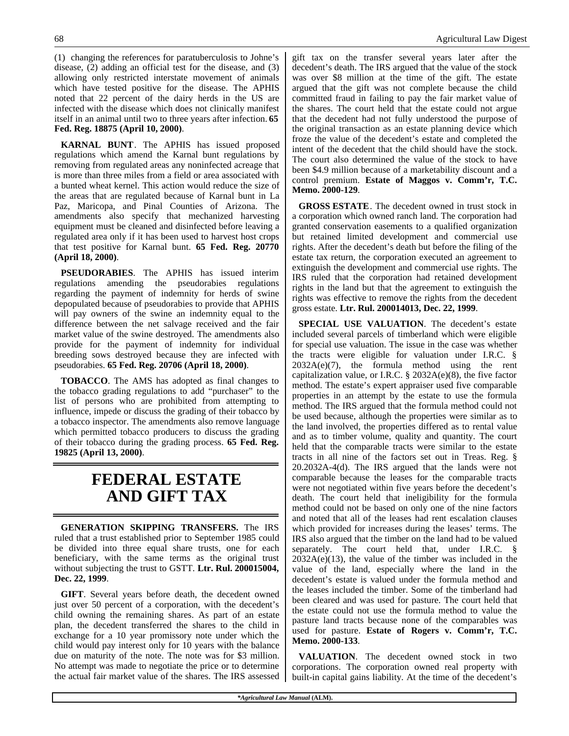(1) changing the references for paratuberculosis to Johne's disease, (2) adding an official test for the disease, and (3) allowing only restricted interstate movement of animals which have tested positive for the disease. The APHIS noted that 22 percent of the dairy herds in the US are infected with the disease which does not clinically manifest itself in an animal until two to three years after infection. **65 Fed. Reg. 18875 (April 10, 2000)**.

**KARNAL BUNT**. The APHIS has issued proposed regulations which amend the Karnal bunt regulations by removing from regulated areas any noninfected acreage that is more than three miles from a field or area associated with a bunted wheat kernel. This action would reduce the size of the areas that are regulated because of Karnal bunt in La Paz, Maricopa, and Pinal Counties of Arizona. The amendments also specify that mechanized harvesting equipment must be cleaned and disinfected before leaving a regulated area only if it has been used to harvest host crops that test positive for Karnal bunt. **65 Fed. Reg. 20770 (April 18, 2000)**.

**PSEUDORABIES**. The APHIS has issued interim regulations amending the pseudorabies regulations regarding the payment of indemnity for herds of swine depopulated because of pseudorabies to provide that APHIS will pay owners of the swine an indemnity equal to the difference between the net salvage received and the fair market value of the swine destroyed. The amendments also provide for the payment of indemnity for individual breeding sows destroyed because they are infected with pseudorabies. **65 Fed. Reg. 20706 (April 18, 2000)**.

**TOBACCO**. The AMS has adopted as final changes to the tobacco grading regulations to add "purchaser" to the list of persons who are prohibited from attempting to influence, impede or discuss the grading of their tobacco by a tobacco inspector. The amendments also remove language which permitted tobacco producers to discuss the grading of their tobacco during the grading process. **65 Fed. Reg. 19825 (April 13, 2000)**.

# FEDERAL ESTATE AND GIFT TAX

**GENERATION SKIPPING TRANSFERS.** The IRS ruled that a trust established prior to September 1985 could be divided into three equal share trusts, one for each beneficiary, with the same terms as the original trust without subjecting the trust to GSTT. **Ltr. Rul. 200015004, Dec. 22, 1999**.

**GIFT**. Several years before death, the decedent owned just over 50 percent of a corporation, with the decedent's child owning the remaining shares. As part of an estate plan, the decedent transferred the shares to the child in exchange for a 10 year promissory note under which the child would pay interest only for 10 years with the balance due on maturity of the note. The note was for $3 million. No attempt was made to negotiate the price or to determine the actual fair market value of the shares. The IRS assessed gift tax on the transfer several years later after the decedent's death. The IRS argued that the value of the stock was over $8 million at the time of the gift. The estate argued that the gift was not complete because the child committed fraud in failing to pay the fair market value of the shares. The court held that the estate could not argue that the decedent had not fully understood the purpose of the original transaction as an estate planning device which froze the value of the decedent's estate and completed the intent of the decedent that the child should have the stock. The court also determined the value of the stock to have been $4.9 million because of a marketability discount and a control premium. **Estate of Maggos v. Comm'r, T.C. Memo. 2000-129**.

**GROSS ESTATE**. The decedent owned in trust stock in a corporation which owned ranch land. The corporation had granted conservation easements to a qualified organization but retained limited development and commercial use rights. After the decedent's death but before the filing of the estate tax return, the corporation executed an agreement to extinguish the development and commercial use rights. The IRS ruled that the corporation had retained development rights in the land but that the agreement to extinguish the rights was effective to remove the rights from the decedent gross estate. **Ltr. Rul. 200014013, Dec. 22, 1999**.

**SPECIAL USE VALUATION**. The decedent's estate included several parcels of timberland which were eligible for special use valuation. The issue in the case was whether the tracts were eligible for valuation under I.R.C. § 2032A(e)(7), the formula method using the rent capitalization value, or I.R.C. § 2032A(e)(8), the five factor method. The estate's expert appraiser used five comparable properties in an attempt by the estate to use the formula method. The IRS argued that the formula method could not be used because, although the properties were similar as to the land involved, the properties differed as to rental value and as to timber volume, quality and quantity. The court held that the comparable tracts were similar to the estate tracts in all nine of the factors set out in Treas. Reg. § 20.2032A-4(d). The IRS argued that the lands were not comparable because the leases for the comparable tracts were not negotiated within five years before the decedent's death. The court held that ineligibility for the formula method could not be based on only one of the nine factors and noted that all of the leases had rent escalation clauses which provided for increases during the leases' terms. The IRS also argued that the timber on the land had to be valued separately. The court held that, under I.R.C. § 2032A(e)(13), the value of the timber was included in the value of the land, especially where the land in the decedent's estate is valued under the formula method and the leases included the timber. Some of the timberland had been cleared and was used for pasture. The court held that the estate could not use the formula method to value the pasture land tracts because none of the comparables was used for pasture. **Estate of Rogers v. Comm'r, T.C. Memo. 2000-133**.

**VALUATION**. The decedent owned stock in two corporations. The corporation owned real property with built-in capital gains liability. At the time of the decedent's

**Agricultural Law Manual* (ALM).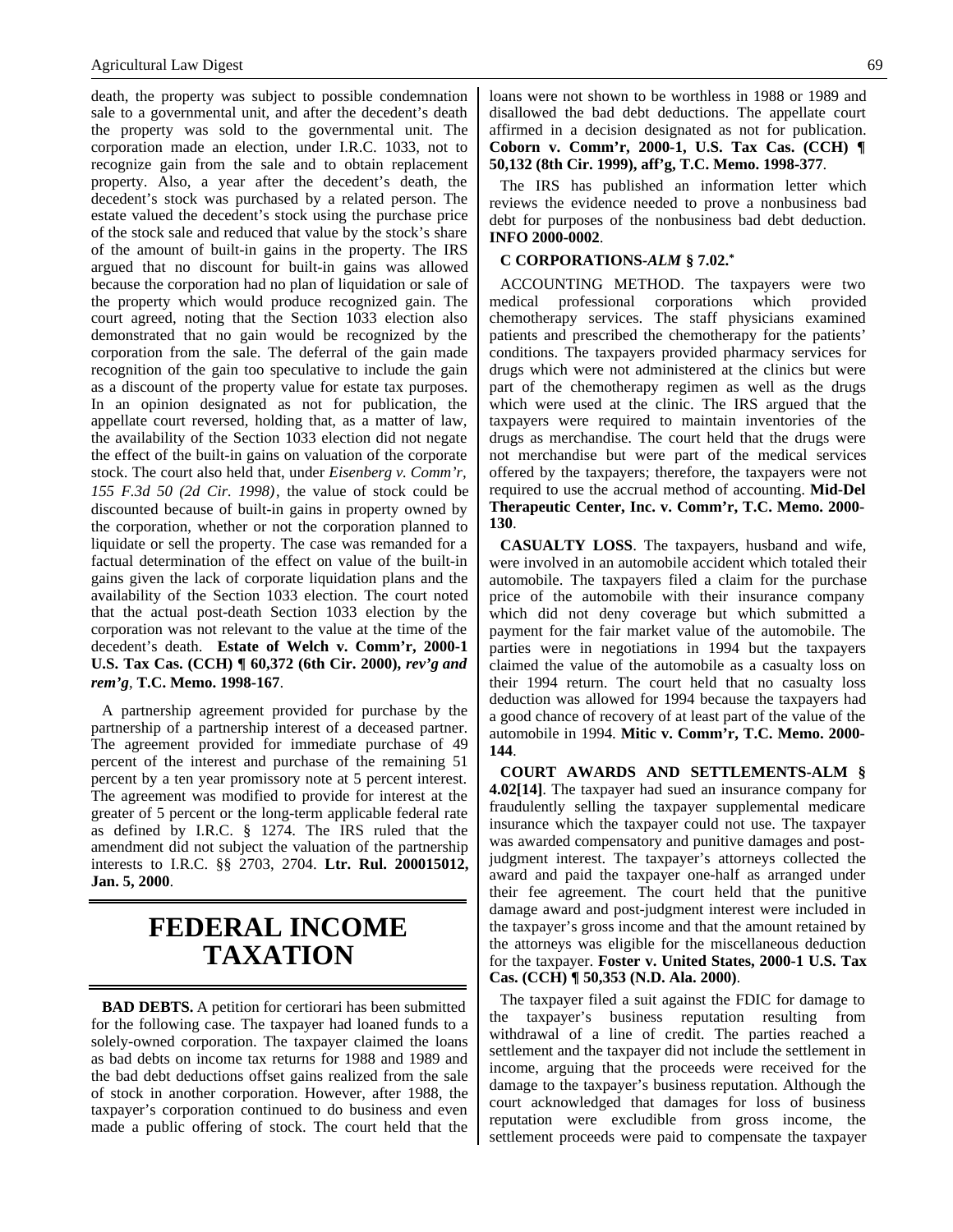death, the property was subject to possible condemnation sale to a governmental unit, and after the decedent's death the property was sold to the governmental unit. The corporation made an election, under I.R.C. 1033, not to recognize gain from the sale and to obtain replacement property. Also, a year after the decedent's death, the decedent's stock was purchased by a related person. The estate valued the decedent's stock using the purchase price of the stock sale and reduced that value by the stock's share of the amount of built-in gains in the property. The IRS argued that no discount for built-in gains was allowed because the corporation had no plan of liquidation or sale of the property which would produce recognized gain. The court agreed, noting that the Section 1033 election also demonstrated that no gain would be recognized by the corporation from the sale. The deferral of the gain made recognition of the gain too speculative to include the gain as a discount of the property value for estate tax purposes. In an opinion designated as not for publication, the appellate court reversed, holding that, as a matter of law, the availability of the Section 1033 election did not negate the effect of the built-in gains on valuation of the corporate stock. The court also held that, under *Eisenberg v. Comm'r, 155 F.3d 50 (2d Cir. 1998)*, the value of stock could be discounted because of built-in gains in property owned by the corporation, whether or not the corporation planned to liquidate or sell the property. The case was remanded for a factual determination of the effect on value of the built-in gains given the lack of corporate liquidation plans and the availability of the Section 1033 election. The court noted that the actual post-death Section 1033 election by the corporation was not relevant to the value at the time of the decedent's death. **Estate of Welch v. Comm'r, 2000-1 U.S. Tax Cas. (CCH) ¶ 60,372 (6th Cir. 2000), *rev'g and rem'g*, T.C. Memo. 1998-167**.

A partnership agreement provided for purchase by the partnership of a partnership interest of a deceased partner. The agreement provided for immediate purchase of 49 percent of the interest and purchase of the remaining 51 percent by a ten year promissory note at 5 percent interest. The agreement was modified to provide for interest at the greater of 5 percent or the long-term applicable federal rate as defined by I.R.C. § 1274. The IRS ruled that the amendment did not subject the valuation of the partnership interests to I.R.C. §§ 2703, 2704. **Ltr. Rul. 200015012, Jan. 5, 2000**.

# FEDERAL INCOME TAXATION

**BAD DEBTS.** A petition for certiorari has been submitted for the following case. The taxpayer had loaned funds to a solely-owned corporation. The taxpayer claimed the loans as bad debts on income tax returns for 1988 and 1989 and the bad debt deductions offset gains realized from the sale of stock in another corporation. However, after 1988, the taxpayer's corporation continued to do business and even made a public offering of stock. The court held that the loans were not shown to be worthless in 1988 or 1989 and disallowed the bad debt deductions. The appellate court affirmed in a decision designated as not for publication. **Coborn v. Comm'r, 2000-1, U.S. Tax Cas. (CCH) ¶ 50,132 (8th Cir. 1999), aff'g, T.C. Memo. 1998-377**.

The IRS has published an information letter which reviews the evidence needed to prove a nonbusiness bad debt for purposes of the nonbusiness bad debt deduction. **INFO 2000-0002**.

**C CORPORATIONS-*ALM* § 7.02.***

ACCOUNTING METHOD. The taxpayers were two medical professional corporations which provided chemotherapy services. The staff physicians examined patients and prescribed the chemotherapy for the patients' conditions. The taxpayers provided pharmacy services for drugs which were not administered at the clinics but were part of the chemotherapy regimen as well as the drugs which were used at the clinic. The IRS argued that the taxpayers were required to maintain inventories of the drugs as merchandise. The court held that the drugs were not merchandise but were part of the medical services offered by the taxpayers; therefore, the taxpayers were not required to use the accrual method of accounting. **Mid-Del Therapeutic Center, Inc. v. Comm'r, T.C. Memo. 2000-130**.

**CASUALTY LOSS**. The taxpayers, husband and wife, were involved in an automobile accident which totaled their automobile. The taxpayers filed a claim for the purchase price of the automobile with their insurance company which did not deny coverage but which submitted a payment for the fair market value of the automobile. The parties were in negotiations in 1994 but the taxpayers claimed the value of the automobile as a casualty loss on their 1994 return. The court held that no casualty loss deduction was allowed for 1994 because the taxpayers had a good chance of recovery of at least part of the value of the automobile in 1994. **Mitic v. Comm'r, T.C. Memo. 2000-144**.

**COURT AWARDS AND SETTLEMENTS-ALM § 4.02[14]**. The taxpayer had sued an insurance company for fraudulently selling the taxpayer supplemental medicare insurance which the taxpayer could not use. The taxpayer was awarded compensatory and punitive damages and post-judgment interest. The taxpayer's attorneys collected the award and paid the taxpayer one-half as arranged under their fee agreement. The court held that the punitive damage award and post-judgment interest were included in the taxpayer's gross income and that the amount retained by the attorneys was eligible for the miscellaneous deduction for the taxpayer. **Foster v. United States, 2000-1 U.S. Tax Cas. (CCH) ¶ 50,353 (N.D. Ala. 2000)**.

The taxpayer filed a suit against the FDIC for damage to the taxpayer's business reputation resulting from withdrawal of a line of credit. The parties reached a settlement and the taxpayer did not include the settlement in income, arguing that the proceeds were received for the damage to the taxpayer's business reputation. Although the court acknowledged that damages for loss of business reputation were excludible from gross income, the settlement proceeds were paid to compensate the taxpayer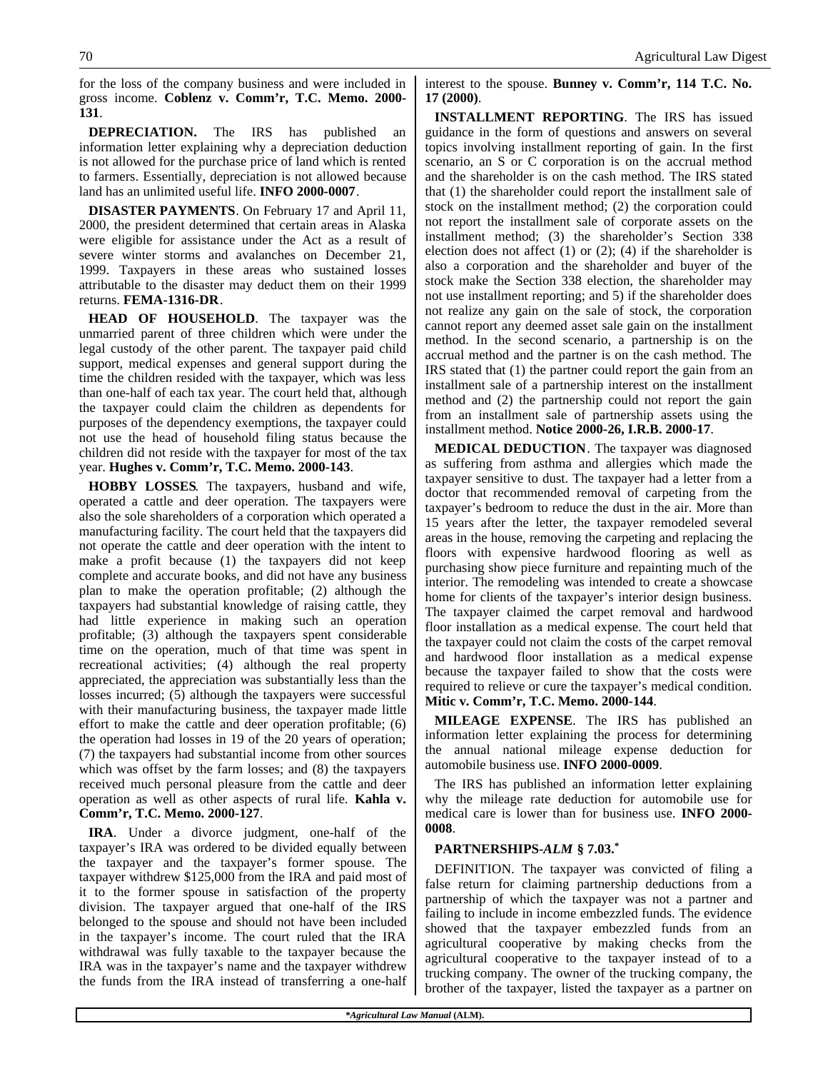for the loss of the company business and were included in gross income. **Coblenz v. Comm'r, T.C. Memo. 2000-131**.

**DEPRECIATION.** The IRS has published an information letter explaining why a depreciation deduction is not allowed for the purchase price of land which is rented to farmers. Essentially, depreciation is not allowed because land has an unlimited useful life. **INFO 2000-0007**.

**DISASTER PAYMENTS**. On February 17 and April 11, 2000, the president determined that certain areas in Alaska were eligible for assistance under the Act as a result of severe winter storms and avalanches on December 21, 1999. Taxpayers in these areas who sustained losses attributable to the disaster may deduct them on their 1999 returns. **FEMA-1316-DR**.

**HEAD OF HOUSEHOLD**. The taxpayer was the unmarried parent of three children which were under the legal custody of the other parent. The taxpayer paid child support, medical expenses and general support during the time the children resided with the taxpayer, which was less than one-half of each tax year. The court held that, although the taxpayer could claim the children as dependents for purposes of the dependency exemptions, the taxpayer could not use the head of household filing status because the children did not reside with the taxpayer for most of the tax year. **Hughes v. Comm'r, T.C. Memo. 2000-143**.

***HOBBY LOSSES***. The taxpayers, husband and wife, operated a cattle and deer operation. The taxpayers were also the sole shareholders of a corporation which operated a manufacturing facility. The court held that the taxpayers did not operate the cattle and deer operation with the intent to make a profit because (1) the taxpayers did not keep complete and accurate books, and did not have any business plan to make the operation profitable; (2) although the taxpayers had substantial knowledge of raising cattle, they had little experience in making such an operation profitable; (3) although the taxpayers spent considerable time on the operation, much of that time was spent in recreational activities; (4) although the real property appreciated, the appreciation was substantially less than the losses incurred; (5) although the taxpayers were successful with their manufacturing business, the taxpayer made little effort to make the cattle and deer operation profitable; (6) the operation had losses in 19 of the 20 years of operation; (7) the taxpayers had substantial income from other sources which was offset by the farm losses; and (8) the taxpayers received much personal pleasure from the cattle and deer operation as well as other aspects of rural life. **Kahla v. Comm'r, T.C. Memo. 2000-127**.

**IRA**. Under a divorce judgment, one-half of the taxpayer's IRA was ordered to be divided equally between the taxpayer and the taxpayer's former spouse. The taxpayer withdrew $125,000 from the IRA and paid most of it to the former spouse in satisfaction of the property division. The taxpayer argued that one-half of the IRS belonged to the spouse and should not have been included in the taxpayer's income. The court ruled that the IRA withdrawal was fully taxable to the taxpayer because the IRA was in the taxpayer's name and the taxpayer withdrew the funds from the IRA instead of transferring a one-half interest to the spouse. **Bunney v. Comm'r, 114 T.C. No. 17 (2000)**.

**INSTALLMENT REPORTING**. The IRS has issued guidance in the form of questions and answers on several topics involving installment reporting of gain. In the first scenario, an S or C corporation is on the accrual method and the shareholder is on the cash method. The IRS stated that (1) the shareholder could report the installment sale of stock on the installment method; (2) the corporation could not report the installment sale of corporate assets on the installment method; (3) the shareholder's Section 338 election does not affect (1) or (2); (4) if the shareholder is also a corporation and the shareholder and buyer of the stock make the Section 338 election, the shareholder may not use installment reporting; and 5) if the shareholder does not realize any gain on the sale of stock, the corporation cannot report any deemed asset sale gain on the installment method. In the second scenario, a partnership is on the accrual method and the partner is on the cash method. The IRS stated that (1) the partner could report the gain from an installment sale of a partnership interest on the installment method and (2) the partnership could not report the gain from an installment sale of partnership assets using the installment method. **Notice 2000-26, I.R.B. 2000-17**.

**MEDICAL DEDUCTION**. The taxpayer was diagnosed as suffering from asthma and allergies which made the taxpayer sensitive to dust. The taxpayer had a letter from a doctor that recommended removal of carpeting from the taxpayer's bedroom to reduce the dust in the air. More than 15 years after the letter, the taxpayer remodeled several areas in the house, removing the carpeting and replacing the floors with expensive hardwood flooring as well as purchasing show piece furniture and repainting much of the interior. The remodeling was intended to create a showcase home for clients of the taxpayer's interior design business. The taxpayer claimed the carpet removal and hardwood floor installation as a medical expense. The court held that the taxpayer could not claim the costs of the carpet removal and hardwood floor installation as a medical expense because the taxpayer failed to show that the costs were required to relieve or cure the taxpayer's medical condition. **Mitic v. Comm'r, T.C. Memo. 2000-144**.

**MILEAGE EXPENSE**. The IRS has published an information letter explaining the process for determining the annual national mileage expense deduction for automobile business use. **INFO 2000-0009**.

The IRS has published an information letter explaining why the mileage rate deduction for automobile use for medical care is lower than for business use. **INFO 2000-0008**.

**PARTNERSHIPS-*ALM* § 7.03.***

DEFINITION. The taxpayer was convicted of filing a false return for claiming partnership deductions from a partnership of which the taxpayer was not a partner and failing to include in income embezzled funds. The evidence showed that the taxpayer embezzled funds from an agricultural cooperative by making checks from the agricultural cooperative to the taxpayer instead of to a trucking company. The owner of the trucking company, the brother of the taxpayer, listed the taxpayer as a partner on

****Agricultural Law Manual* (ALM).**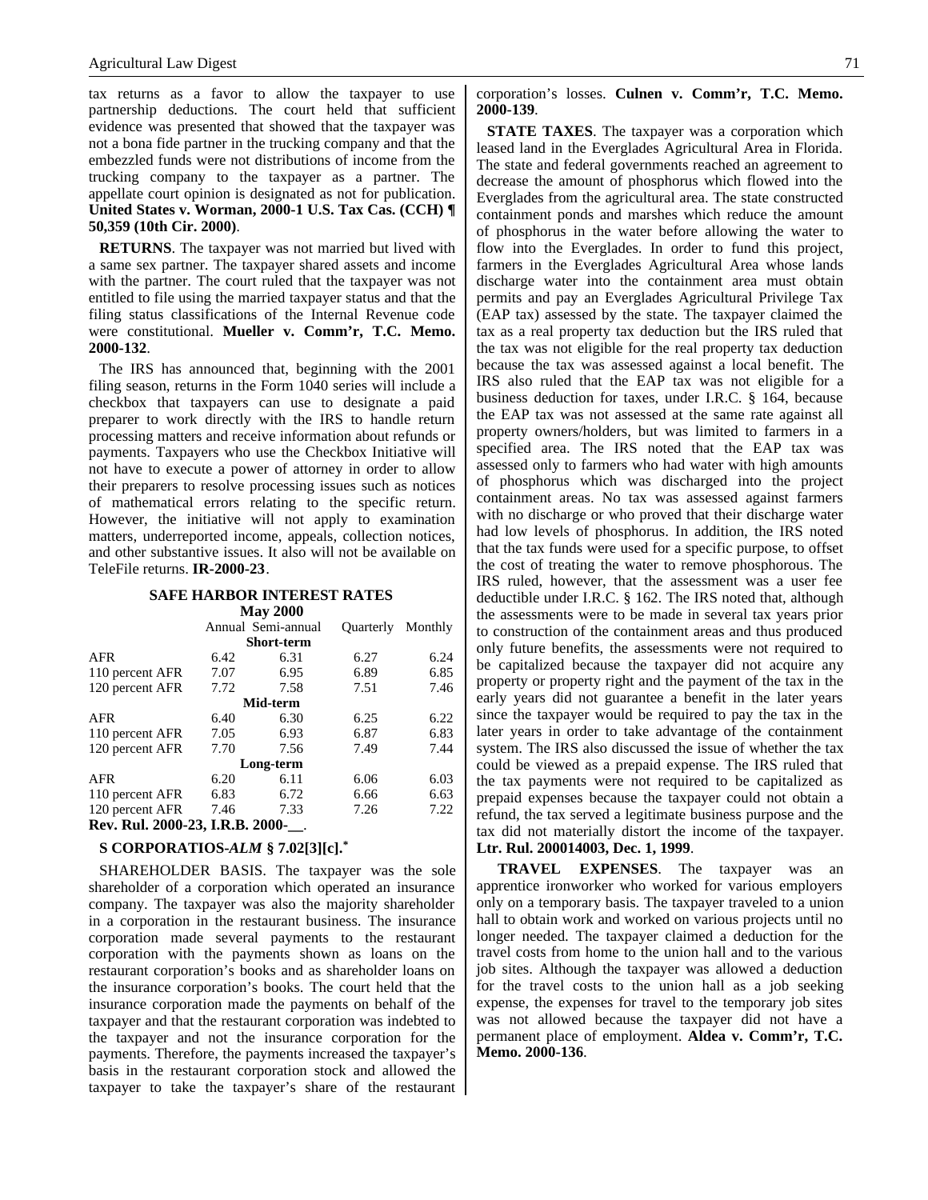tax returns as a favor to allow the taxpayer to use partnership deductions. The court held that sufficient evidence was presented that showed that the taxpayer was not a bona fide partner in the trucking company and that the embezzled funds were not distributions of income from the trucking company to the taxpayer as a partner. The appellate court opinion is designated as not for publication. **United States v. Worman, 2000-1 U.S. Tax Cas. (CCH) ¶ 50,359 (10th Cir. 2000)**.

**RETURNS**. The taxpayer was not married but lived with a same sex partner. The taxpayer shared assets and income with the partner. The court ruled that the taxpayer was not entitled to file using the married taxpayer status and that the filing status classifications of the Internal Revenue code were constitutional. **Mueller v. Comm'r, T.C. Memo. 2000-132**.

The IRS has announced that, beginning with the 2001 filing season, returns in the Form 1040 series will include a checkbox that taxpayers can use to designate a paid preparer to work directly with the IRS to handle return processing matters and receive information about refunds or payments. Taxpayers who use the Checkbox Initiative will not have to execute a power of attorney in order to allow their preparers to resolve processing issues such as notices of mathematical errors relating to the specific return. However, the initiative will not apply to examination matters, underreported income, appeals, collection notices, and other substantive issues. It also will not be available on TeleFile returns. **IR-2000-23**.

**SAFE HARBOR INTEREST RATES**
**May 2000**

| | Annual | Semi-annual | Quarterly | Monthly |
|---|---|---|---|---|
| | | **Short-term** | | |
| AFR | 6.42 | 6.31 | 6.27 | 6.24 |
| 110 percent AFR | 7.07 | 6.95 | 6.89 | 6.85 |
| 120 percent AFR | 7.72 | 7.58 | 7.51 | 7.46 |
| | | **Mid-term** | | |
| AFR | 6.40 | 6.30 | 6.25 | 6.22 |
| 110 percent AFR | 7.05 | 6.93 | 6.87 | 6.83 |
| 120 percent AFR | 7.70 | 7.56 | 7.49 | 7.44 |
| | | **Long-term** | | |
| AFR | 6.20 | 6.11 | 6.06 | 6.03 |
| 110 percent AFR | 6.83 | 6.72 | 6.66 | 6.63 |
| 120 percent AFR | 7.46 | 7.33 | 7.26 | 7.22 |

**Rev. Rul. 2000-23, I.R.B. 2000-__**.

### S CORPORATIOS-*ALM* § 7.02[3][c].*

SHAREHOLDER BASIS. The taxpayer was the sole shareholder of a corporation which operated an insurance company. The taxpayer was also the majority shareholder in a corporation in the restaurant business. The insurance corporation made several payments to the restaurant corporation with the payments shown as loans on the restaurant corporation's books and as shareholder loans on the insurance corporation's books. The court held that the insurance corporation made the payments on behalf of the taxpayer and that the restaurant corporation was indebted to the taxpayer and not the insurance corporation for the payments. Therefore, the payments increased the taxpayer's basis in the restaurant corporation stock and allowed the taxpayer to take the taxpayer's share of the restaurant corporation's losses. **Culnen v. Comm'r, T.C. Memo. 2000-139**.

**STATE TAXES**. The taxpayer was a corporation which leased land in the Everglades Agricultural Area in Florida. The state and federal governments reached an agreement to decrease the amount of phosphorus which flowed into the Everglades from the agricultural area. The state constructed containment ponds and marshes which reduce the amount of phosphorus in the water before allowing the water to flow into the Everglades. In order to fund this project, farmers in the Everglades Agricultural Area whose lands discharge water into the containment area must obtain permits and pay an Everglades Agricultural Privilege Tax (EAP tax) assessed by the state. The taxpayer claimed the tax as a real property tax deduction but the IRS ruled that the tax was not eligible for the real property tax deduction because the tax was assessed against a local benefit. The IRS also ruled that the EAP tax was not eligible for a business deduction for taxes, under I.R.C. § 164, because the EAP tax was not assessed at the same rate against all property owners/holders, but was limited to farmers in a specified area. The IRS noted that the EAP tax was assessed only to farmers who had water with high amounts of phosphorus which was discharged into the project containment areas. No tax was assessed against farmers with no discharge or who proved that their discharge water had low levels of phosphorus. In addition, the IRS noted that the tax funds were used for a specific purpose, to offset the cost of treating the water to remove phosphorous. The IRS ruled, however, that the assessment was a user fee deductible under I.R.C. § 162. The IRS noted that, although the assessments were to be made in several tax years prior to construction of the containment areas and thus produced only future benefits, the assessments were not required to be capitalized because the taxpayer did not acquire any property or property right and the payment of the tax in the early years did not guarantee a benefit in the later years since the taxpayer would be required to pay the tax in the later years in order to take advantage of the containment system. The IRS also discussed the issue of whether the tax could be viewed as a prepaid expense. The IRS ruled that the tax payments were not required to be capitalized as prepaid expenses because the taxpayer could not obtain a refund, the tax served a legitimate business purpose and the tax did not materially distort the income of the taxpayer. **Ltr. Rul. 200014003, Dec. 1, 1999**.

**TRAVEL EXPENSES**. The taxpayer was an apprentice ironworker who worked for various employers only on a temporary basis. The taxpayer traveled to a union hall to obtain work and worked on various projects until no longer needed. The taxpayer claimed a deduction for the travel costs from home to the union hall and to the various job sites. Although the taxpayer was allowed a deduction for the travel costs to the union hall as a job seeking expense, the expenses for travel to the temporary job sites was not allowed because the taxpayer did not have a permanent place of employment. **Aldea v. Comm'r, T.C. Memo. 2000-136**.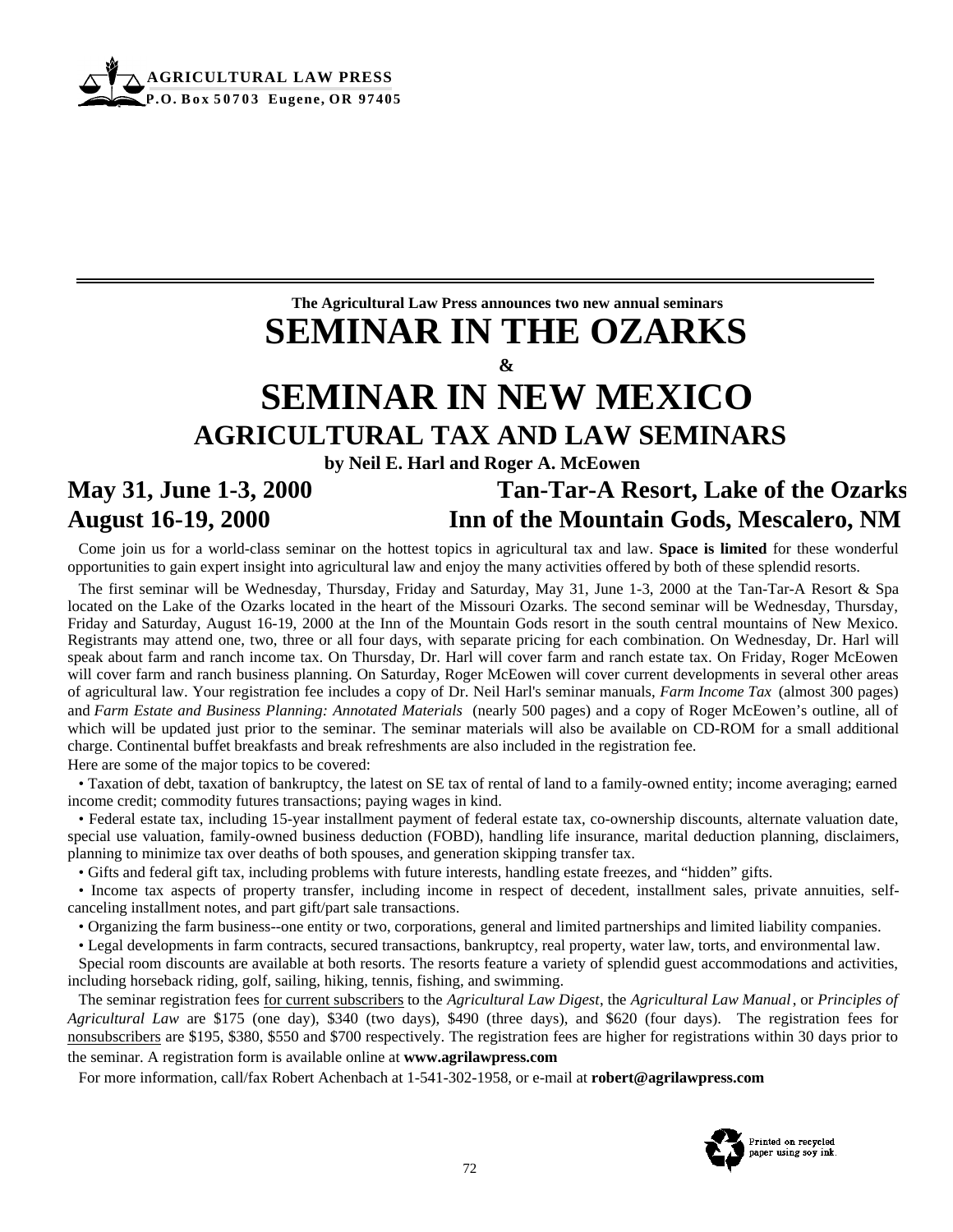**AGRICULTURAL LAW PRESS**
**P.O. Box 50703 Eugene, OR 97405**

**The Agricultural Law Press announces two new annual seminars**

# SEMINAR IN THE OZARKS

**&**

# SEMINAR IN NEW MEXICO

## AGRICULTURAL TAX AND LAW SEMINARS

**by Neil E. Harl and Roger A. McEowen**

**May 31, June 1-3, 2000 — Tan-Tar-A Resort, Lake of the Ozarks**

**August 16-19, 2000 — Inn of the Mountain Gods, Mescalero, NM**

Come join us for a world-class seminar on the hottest topics in agricultural tax and law. **Space is limited** for these wonderful opportunities to gain expert insight into agricultural law and enjoy the many activities offered by both of these splendid resorts.

The first seminar will be Wednesday, Thursday, Friday and Saturday, May 31, June 1-3, 2000 at the Tan-Tar-A Resort & Spa located on the Lake of the Ozarks located in the heart of the Missouri Ozarks. The second seminar will be Wednesday, Thursday, Friday and Saturday, August 16-19, 2000 at the Inn of the Mountain Gods resort in the south central mountains of New Mexico. Registrants may attend one, two, three or all four days, with separate pricing for each combination. On Wednesday, Dr. Harl will speak about farm and ranch income tax. On Thursday, Dr. Harl will cover farm and ranch estate tax. On Friday, Roger McEowen will cover farm and ranch business planning. On Saturday, Roger McEowen will cover current developments in several other areas of agricultural law. Your registration fee includes a copy of Dr. Neil Harl's seminar manuals, *Farm Income Tax* (almost 300 pages) and *Farm Estate and Business Planning: Annotated Materials* (nearly 500 pages) and a copy of Roger McEowen's outline, all of which will be updated just prior to the seminar. The seminar materials will also be available on CD-ROM for a small additional charge. Continental buffet breakfasts and break refreshments are also included in the registration fee.

Here are some of the major topics to be covered:

- Taxation of debt, taxation of bankruptcy, the latest on SE tax of rental of land to a family-owned entity; income averaging; earned income credit; commodity futures transactions; paying wages in kind.
- Federal estate tax, including 15-year installment payment of federal estate tax, co-ownership discounts, alternate valuation date, special use valuation, family-owned business deduction (FOBD), handling life insurance, marital deduction planning, disclaimers, planning to minimize tax over deaths of both spouses, and generation skipping transfer tax.
- Gifts and federal gift tax, including problems with future interests, handling estate freezes, and "hidden" gifts.
- Income tax aspects of property transfer, including income in respect of decedent, installment sales, private annuities, self-canceling installment notes, and part gift/part sale transactions.
- Organizing the farm business--one entity or two, corporations, general and limited partnerships and limited liability companies.
- Legal developments in farm contracts, secured transactions, bankruptcy, real property, water law, torts, and environmental law.

Special room discounts are available at both resorts. The resorts feature a variety of splendid guest accommodations and activities, including horseback riding, golf, sailing, hiking, tennis, fishing, and swimming.

The seminar registration fees for current subscribers to the *Agricultural Law Digest*, the *Agricultural Law Manual*, or *Principles of Agricultural Law* are $175 (one day), $340 (two days), $490 (three days), and $620 (four days). The registration fees for nonsubscribers are $195, $380, $550 and $700 respectively. The registration fees are higher for registrations within 30 days prior to the seminar. A registration form is available online at **www.agrilawpress.com**

For more information, call/fax Robert Achenbach at 1-541-302-1958, or e-mail at **robert@agrilawpress.com**

Printed on recycled paper using soy ink.